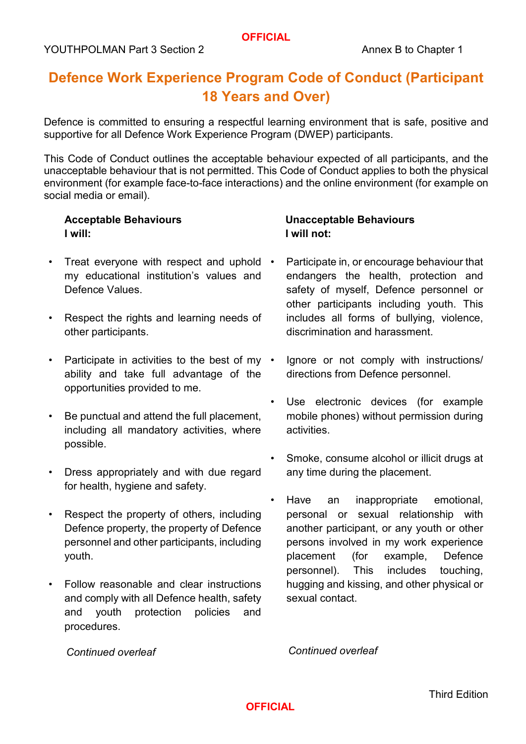# Defence Work Experience Program Code of Conduct (Participant 18 Years and Over)

Defence is committed to ensuring a respectful learning environment that is safe, positive and supportive for all Defence Work Experience Program (DWEP) participants.

This Code of Conduct outlines the acceptable behaviour expected of all participants, and the unacceptable behaviour that is not permitted. This Code of Conduct applies to both the physical environment (for example face-to-face interactions) and the online environment (for example on social media or email).

**Acceptable Behaviours**
**I will:**

- Treat everyone with respect and uphold my educational institution's values and Defence Values.
- Respect the rights and learning needs of other participants.
- Participate in activities to the best of my ability and take full advantage of the opportunities provided to me.
- Be punctual and attend the full placement, including all mandatory activities, where possible.
- Dress appropriately and with due regard for health, hygiene and safety.
- Respect the property of others, including Defence property, the property of Defence personnel and other participants, including youth.
- Follow reasonable and clear instructions and comply with all Defence health, safety and youth protection policies and procedures.

*Continued overleaf*

**Unacceptable Behaviours**
**I will not:**

- Participate in, or encourage behaviour that endangers the health, protection and safety of myself, Defence personnel or other participants including youth. This includes all forms of bullying, violence, discrimination and harassment.
- Ignore or not comply with instructions/ directions from Defence personnel.
- Use electronic devices (for example mobile phones) without permission during activities.
- Smoke, consume alcohol or illicit drugs at any time during the placement.
- Have an inappropriate emotional, personal or sexual relationship with another participant, or any youth or other persons involved in my work experience placement (for example, Defence personnel). This includes touching, hugging and kissing, and other physical or sexual contact.

*Continued overleaf*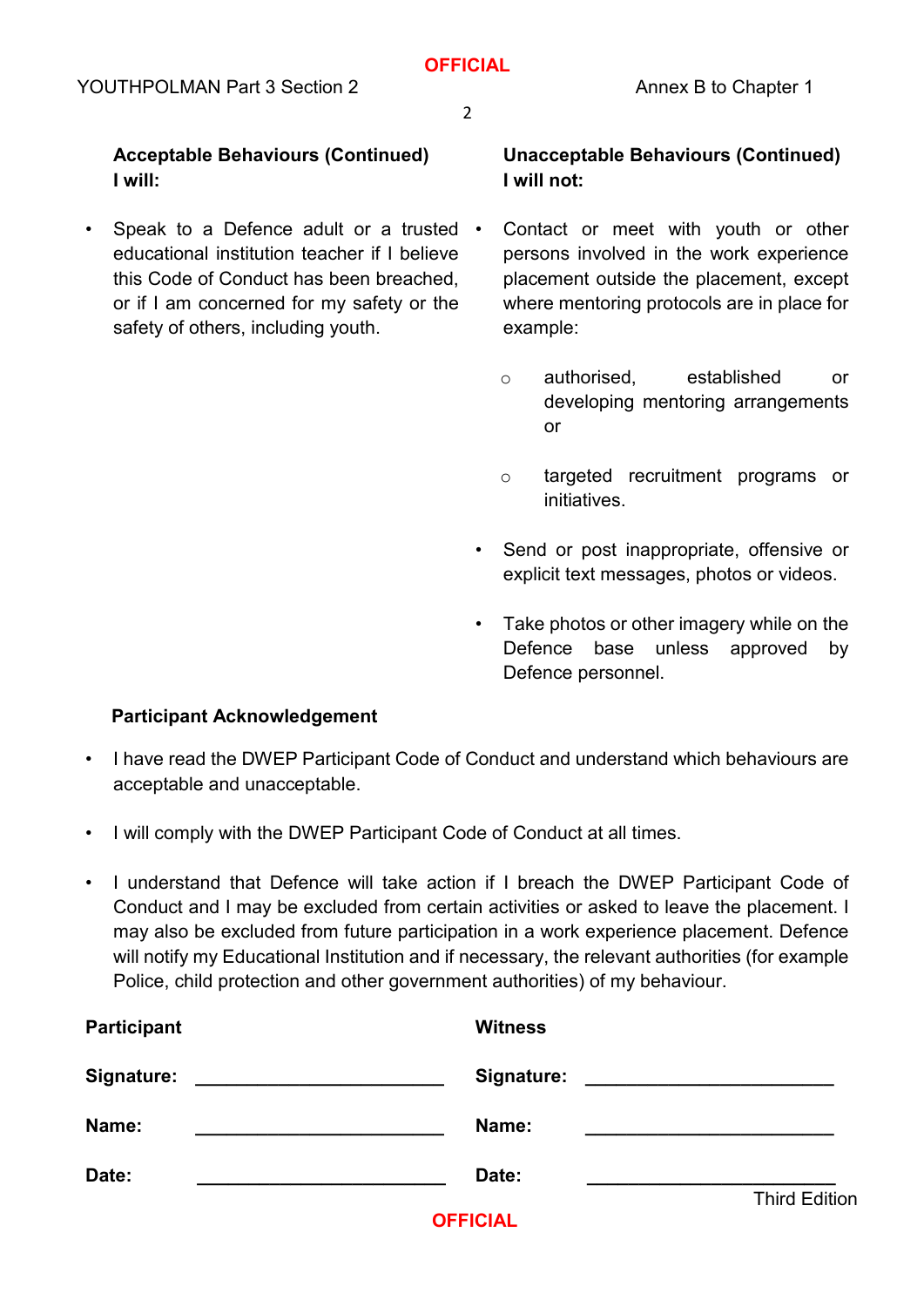**Acceptable Behaviours (Continued)**
**I will:**

- Speak to a Defence adult or a trusted educational institution teacher if I believe this Code of Conduct has been breached, or if I am concerned for my safety or the safety of others, including youth.

**Unacceptable Behaviours (Continued)**
**I will not:**

- Contact or meet with youth or other persons involved in the work experience placement outside the placement, except where mentoring protocols are in place for example:
    - authorised, established or developing mentoring arrangements or
    - targeted recruitment programs or initiatives.
- Send or post inappropriate, offensive or explicit text messages, photos or videos.
- Take photos or other imagery while on the Defence base unless approved by Defence personnel.

**Participant Acknowledgement**

- I have read the DWEP Participant Code of Conduct and understand which behaviours are acceptable and unacceptable.
- I will comply with the DWEP Participant Code of Conduct at all times.
- I understand that Defence will take action if I breach the DWEP Participant Code of Conduct and I may be excluded from certain activities or asked to leave the placement. I may also be excluded from future participation in a work experience placement. Defence will notify my Educational Institution and if necessary, the relevant authorities (for example Police, child protection and other government authorities) of my behaviour.

| **Participant** | | **Witness** | |
|---|---|---|---|
| **Signature:** | ______________________ | **Signature:** | ______________________ |
| **Name:** | ______________________ | **Name:** | ______________________ |
| **Date:** | ______________________ | **Date:** | ______________________ |